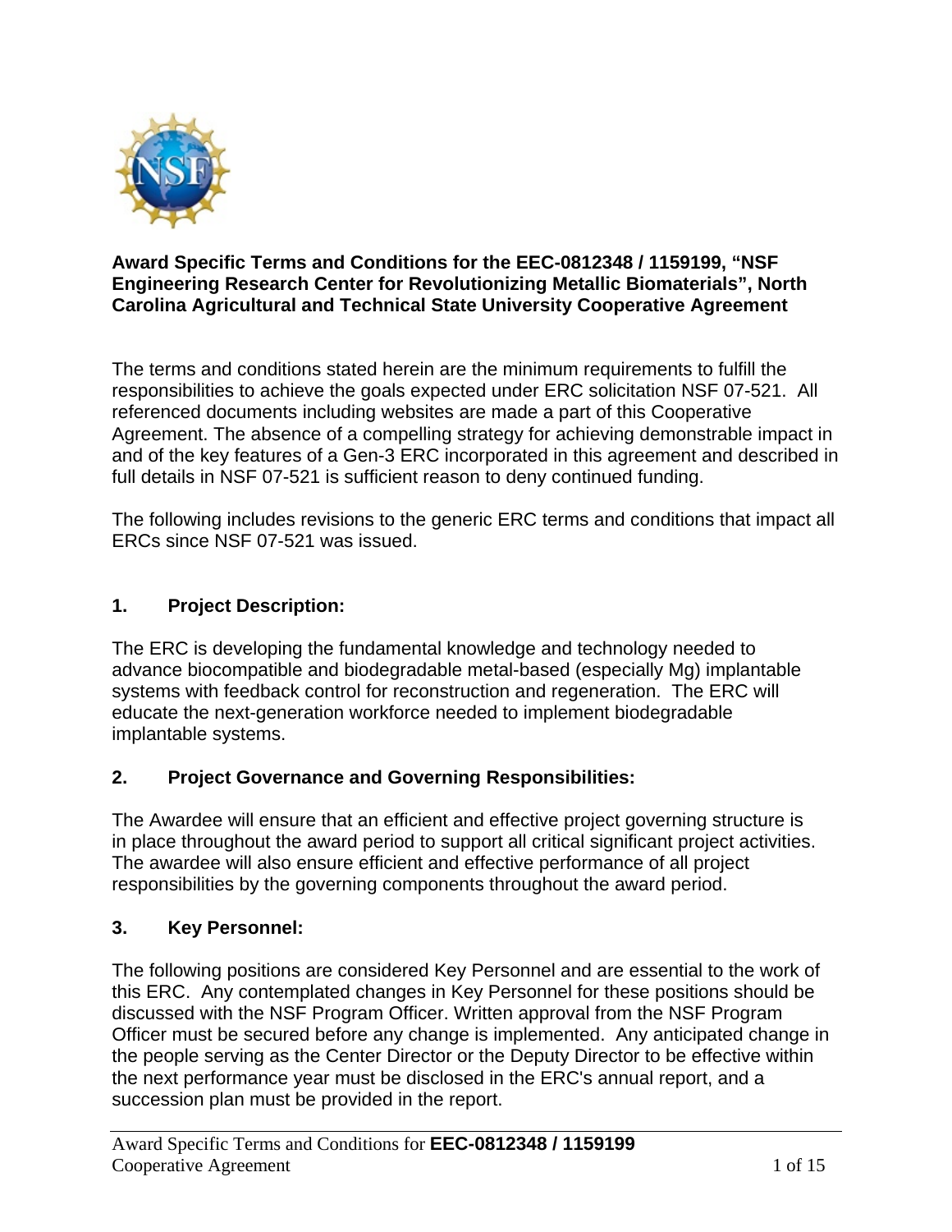**Award Specific Terms and Conditions for the EEC-0812348 / 1159199, "NSF Engineering Research Center for Revolutionizing Metallic Biomaterials", North Carolina Agricultural and Technical State University Cooperative Agreement**

The terms and conditions stated herein are the minimum requirements to fulfill the responsibilities to achieve the goals expected under ERC solicitation NSF 07-521. All referenced documents including websites are made a part of this Cooperative Agreement. The absence of a compelling strategy for achieving demonstrable impact in and of the key features of a Gen-3 ERC incorporated in this agreement and described in full details in NSF 07-521 is sufficient reason to deny continued funding.

The following includes revisions to the generic ERC terms and conditions that impact all ERCs since NSF 07-521 was issued.

## 1. Project Description:

The ERC is developing the fundamental knowledge and technology needed to advance biocompatible and biodegradable metal-based (especially Mg) implantable systems with feedback control for reconstruction and regeneration. The ERC will educate the next-generation workforce needed to implement biodegradable implantable systems.

## 2. Project Governance and Governing Responsibilities:

The Awardee will ensure that an efficient and effective project governing structure is in place throughout the award period to support all critical significant project activities. The awardee will also ensure efficient and effective performance of all project responsibilities by the governing components throughout the award period.

## 3. Key Personnel:

The following positions are considered Key Personnel and are essential to the work of this ERC. Any contemplated changes in Key Personnel for these positions should be discussed with the NSF Program Officer. Written approval from the NSF Program Officer must be secured before any change is implemented. Any anticipated change in the people serving as the Center Director or the Deputy Director to be effective within the next performance year must be disclosed in the ERC's annual report, and a succession plan must be provided in the report.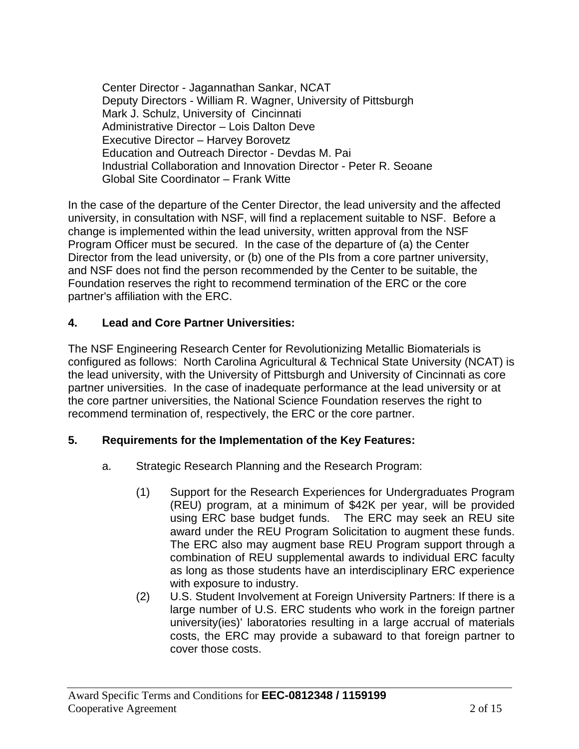Center Director - Jagannathan Sankar, NCAT
Deputy Directors - William R. Wagner, University of Pittsburgh
Mark J. Schulz, University of Cincinnati
Administrative Director – Lois Dalton Deve
Executive Director – Harvey Borovetz
Education and Outreach Director - Devdas M. Pai
Industrial Collaboration and Innovation Director - Peter R. Seoane
Global Site Coordinator – Frank Witte

In the case of the departure of the Center Director, the lead university and the affected university, in consultation with NSF, will find a replacement suitable to NSF. Before a change is implemented within the lead university, written approval from the NSF Program Officer must be secured. In the case of the departure of (a) the Center Director from the lead university, or (b) one of the PIs from a core partner university, and NSF does not find the person recommended by the Center to be suitable, the Foundation reserves the right to recommend termination of the ERC or the core partner's affiliation with the ERC.

**4. Lead and Core Partner Universities:**

The NSF Engineering Research Center for Revolutionizing Metallic Biomaterials is configured as follows: North Carolina Agricultural & Technical State University (NCAT) is the lead university, with the University of Pittsburgh and University of Cincinnati as core partner universities. In the case of inadequate performance at the lead university or at the core partner universities, the National Science Foundation reserves the right to recommend termination of, respectively, the ERC or the core partner.

**5. Requirements for the Implementation of the Key Features:**

a. Strategic Research Planning and the Research Program:

(1) Support for the Research Experiences for Undergraduates Program (REU) program, at a minimum of $42K per year, will be provided using ERC base budget funds. The ERC may seek an REU site award under the REU Program Solicitation to augment these funds. The ERC also may augment base REU Program support through a combination of REU supplemental awards to individual ERC faculty as long as those students have an interdisciplinary ERC experience with exposure to industry.

(2) U.S. Student Involvement at Foreign University Partners: If there is a large number of U.S. ERC students who work in the foreign partner university(ies)' laboratories resulting in a large accrual of materials costs, the ERC may provide a subaward to that foreign partner to cover those costs.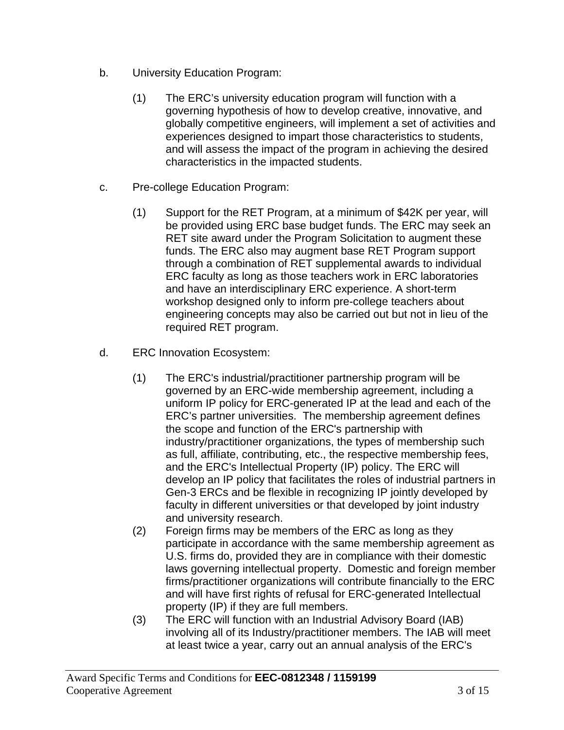b. University Education Program:

(1) The ERC's university education program will function with a governing hypothesis of how to develop creative, innovative, and globally competitive engineers, will implement a set of activities and experiences designed to impart those characteristics to students, and will assess the impact of the program in achieving the desired characteristics in the impacted students.

c. Pre-college Education Program:

(1) Support for the RET Program, at a minimum of $42K per year, will be provided using ERC base budget funds. The ERC may seek an RET site award under the Program Solicitation to augment these funds. The ERC also may augment base RET Program support through a combination of RET supplemental awards to individual ERC faculty as long as those teachers work in ERC laboratories and have an interdisciplinary ERC experience. A short-term workshop designed only to inform pre-college teachers about engineering concepts may also be carried out but not in lieu of the required RET program.

d. ERC Innovation Ecosystem:

(1) The ERC's industrial/practitioner partnership program will be governed by an ERC-wide membership agreement, including a uniform IP policy for ERC-generated IP at the lead and each of the ERC's partner universities. The membership agreement defines the scope and function of the ERC's partnership with industry/practitioner organizations, the types of membership such as full, affiliate, contributing, etc., the respective membership fees, and the ERC's Intellectual Property (IP) policy. The ERC will develop an IP policy that facilitates the roles of industrial partners in Gen-3 ERCs and be flexible in recognizing IP jointly developed by faculty in different universities or that developed by joint industry and university research.

(2) Foreign firms may be members of the ERC as long as they participate in accordance with the same membership agreement as U.S. firms do, provided they are in compliance with their domestic laws governing intellectual property. Domestic and foreign member firms/practitioner organizations will contribute financially to the ERC and will have first rights of refusal for ERC-generated Intellectual property (IP) if they are full members.

(3) The ERC will function with an Industrial Advisory Board (IAB) involving all of its Industry/practitioner members. The IAB will meet at least twice a year, carry out an annual analysis of the ERC's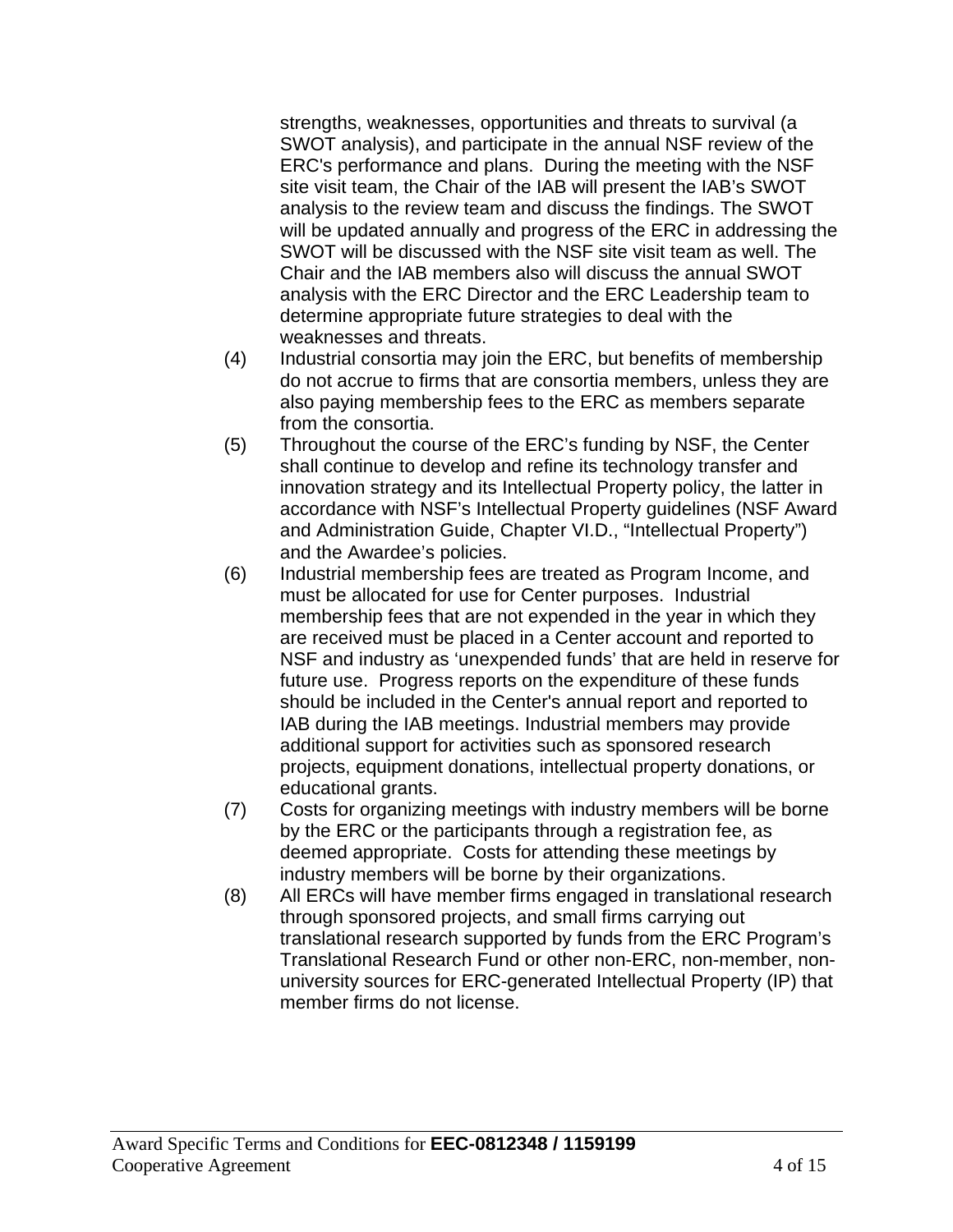strengths, weaknesses, opportunities and threats to survival (a SWOT analysis), and participate in the annual NSF review of the ERC's performance and plans. During the meeting with the NSF site visit team, the Chair of the IAB will present the IAB's SWOT analysis to the review team and discuss the findings. The SWOT will be updated annually and progress of the ERC in addressing the SWOT will be discussed with the NSF site visit team as well. The Chair and the IAB members also will discuss the annual SWOT analysis with the ERC Director and the ERC Leadership team to determine appropriate future strategies to deal with the weaknesses and threats.

(4) Industrial consortia may join the ERC, but benefits of membership do not accrue to firms that are consortia members, unless they are also paying membership fees to the ERC as members separate from the consortia.

(5) Throughout the course of the ERC's funding by NSF, the Center shall continue to develop and refine its technology transfer and innovation strategy and its Intellectual Property policy, the latter in accordance with NSF's Intellectual Property guidelines (NSF Award and Administration Guide, Chapter VI.D., "Intellectual Property") and the Awardee's policies.

(6) Industrial membership fees are treated as Program Income, and must be allocated for use for Center purposes. Industrial membership fees that are not expended in the year in which they are received must be placed in a Center account and reported to NSF and industry as 'unexpended funds' that are held in reserve for future use. Progress reports on the expenditure of these funds should be included in the Center's annual report and reported to IAB during the IAB meetings. Industrial members may provide additional support for activities such as sponsored research projects, equipment donations, intellectual property donations, or educational grants.

(7) Costs for organizing meetings with industry members will be borne by the ERC or the participants through a registration fee, as deemed appropriate. Costs for attending these meetings by industry members will be borne by their organizations.

(8) All ERCs will have member firms engaged in translational research through sponsored projects, and small firms carrying out translational research supported by funds from the ERC Program's Translational Research Fund or other non-ERC, non-member, non-university sources for ERC-generated Intellectual Property (IP) that member firms do not license.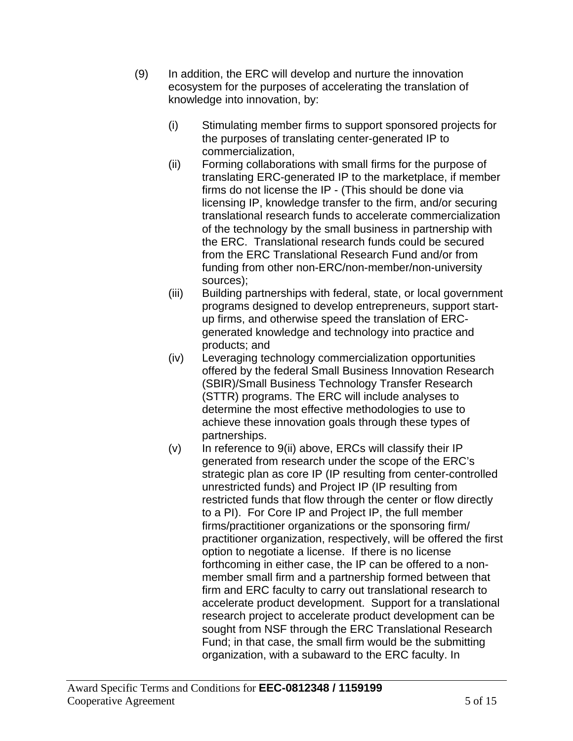(9) In addition, the ERC will develop and nurture the innovation ecosystem for the purposes of accelerating the translation of knowledge into innovation, by:

(i) Stimulating member firms to support sponsored projects for the purposes of translating center-generated IP to commercialization,

(ii) Forming collaborations with small firms for the purpose of translating ERC-generated IP to the marketplace, if member firms do not license the IP - (This should be done via licensing IP, knowledge transfer to the firm, and/or securing translational research funds to accelerate commercialization of the technology by the small business in partnership with the ERC. Translational research funds could be secured from the ERC Translational Research Fund and/or from funding from other non-ERC/non-member/non-university sources);

(iii) Building partnerships with federal, state, or local government programs designed to develop entrepreneurs, support start-up firms, and otherwise speed the translation of ERC-generated knowledge and technology into practice and products; and

(iv) Leveraging technology commercialization opportunities offered by the federal Small Business Innovation Research (SBIR)/Small Business Technology Transfer Research (STTR) programs. The ERC will include analyses to determine the most effective methodologies to use to achieve these innovation goals through these types of partnerships.

(v) In reference to 9(ii) above, ERCs will classify their IP generated from research under the scope of the ERC's strategic plan as core IP (IP resulting from center-controlled unrestricted funds) and Project IP (IP resulting from restricted funds that flow through the center or flow directly to a PI). For Core IP and Project IP, the full member firms/practitioner organizations or the sponsoring firm/ practitioner organization, respectively, will be offered the first option to negotiate a license. If there is no license forthcoming in either case, the IP can be offered to a non-member small firm and a partnership formed between that firm and ERC faculty to carry out translational research to accelerate product development. Support for a translational research project to accelerate product development can be sought from NSF through the ERC Translational Research Fund; in that case, the small firm would be the submitting organization, with a subaward to the ERC faculty. In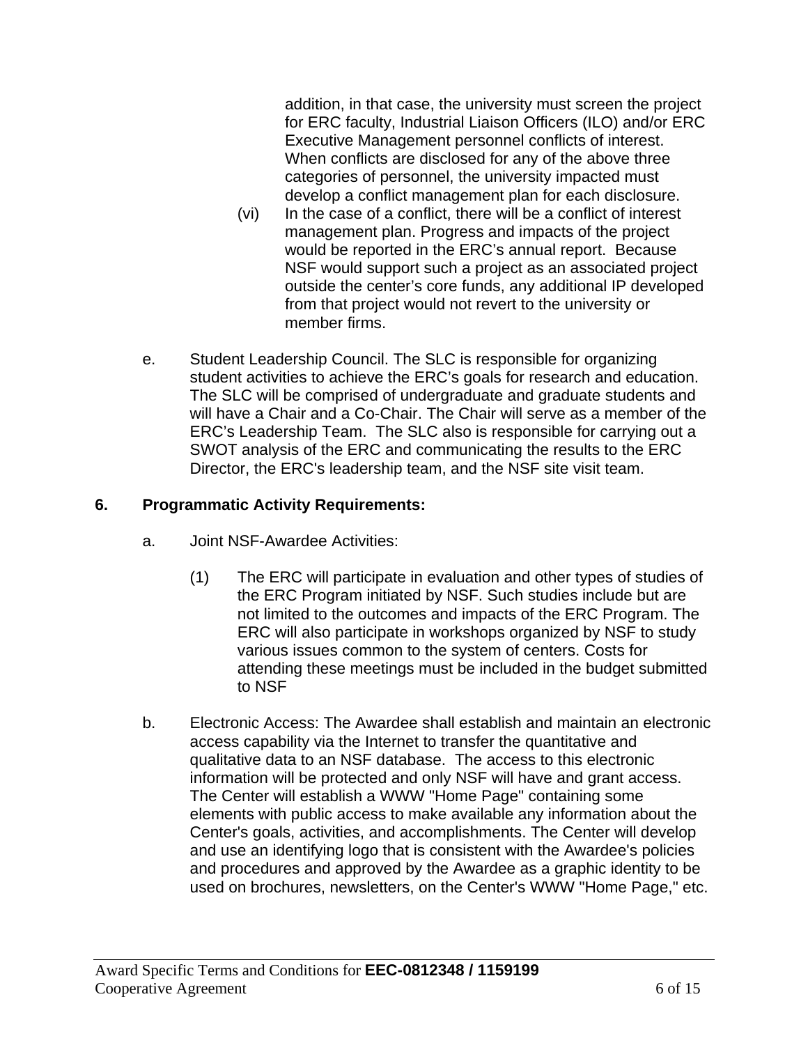addition, in that case, the university must screen the project for ERC faculty, Industrial Liaison Officers (ILO) and/or ERC Executive Management personnel conflicts of interest. When conflicts are disclosed for any of the above three categories of personnel, the university impacted must develop a conflict management plan for each disclosure.

(vi) In the case of a conflict, there will be a conflict of interest management plan. Progress and impacts of the project would be reported in the ERC's annual report. Because NSF would support such a project as an associated project outside the center's core funds, any additional IP developed from that project would not revert to the university or member firms.

e. Student Leadership Council. The SLC is responsible for organizing student activities to achieve the ERC's goals for research and education. The SLC will be comprised of undergraduate and graduate students and will have a Chair and a Co-Chair. The Chair will serve as a member of the ERC's Leadership Team. The SLC also is responsible for carrying out a SWOT analysis of the ERC and communicating the results to the ERC Director, the ERC's leadership team, and the NSF site visit team.

**6. Programmatic Activity Requirements:**

a. Joint NSF-Awardee Activities:

(1) The ERC will participate in evaluation and other types of studies of the ERC Program initiated by NSF. Such studies include but are not limited to the outcomes and impacts of the ERC Program. The ERC will also participate in workshops organized by NSF to study various issues common to the system of centers. Costs for attending these meetings must be included in the budget submitted to NSF

b. Electronic Access: The Awardee shall establish and maintain an electronic access capability via the Internet to transfer the quantitative and qualitative data to an NSF database. The access to this electronic information will be protected and only NSF will have and grant access. The Center will establish a WWW "Home Page" containing some elements with public access to make available any information about the Center's goals, activities, and accomplishments. The Center will develop and use an identifying logo that is consistent with the Awardee's policies and procedures and approved by the Awardee as a graphic identity to be used on brochures, newsletters, on the Center's WWW "Home Page," etc.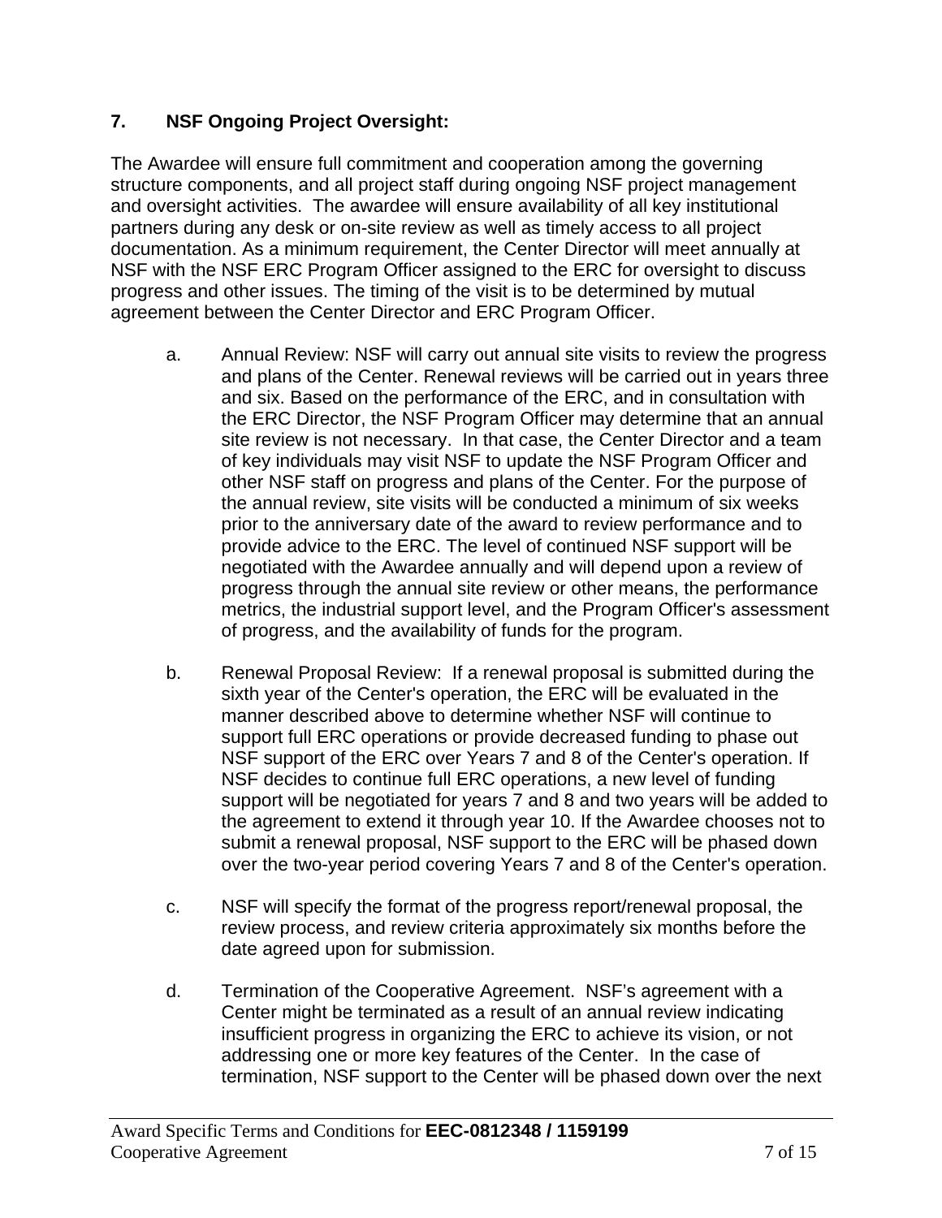## 7. NSF Ongoing Project Oversight:

The Awardee will ensure full commitment and cooperation among the governing structure components, and all project staff during ongoing NSF project management and oversight activities. The awardee will ensure availability of all key institutional partners during any desk or on-site review as well as timely access to all project documentation. As a minimum requirement, the Center Director will meet annually at NSF with the NSF ERC Program Officer assigned to the ERC for oversight to discuss progress and other issues. The timing of the visit is to be determined by mutual agreement between the Center Director and ERC Program Officer.

a. Annual Review: NSF will carry out annual site visits to review the progress and plans of the Center. Renewal reviews will be carried out in years three and six. Based on the performance of the ERC, and in consultation with the ERC Director, the NSF Program Officer may determine that an annual site review is not necessary. In that case, the Center Director and a team of key individuals may visit NSF to update the NSF Program Officer and other NSF staff on progress and plans of the Center. For the purpose of the annual review, site visits will be conducted a minimum of six weeks prior to the anniversary date of the award to review performance and to provide advice to the ERC. The level of continued NSF support will be negotiated with the Awardee annually and will depend upon a review of progress through the annual site review or other means, the performance metrics, the industrial support level, and the Program Officer's assessment of progress, and the availability of funds for the program.

b. Renewal Proposal Review: If a renewal proposal is submitted during the sixth year of the Center's operation, the ERC will be evaluated in the manner described above to determine whether NSF will continue to support full ERC operations or provide decreased funding to phase out NSF support of the ERC over Years 7 and 8 of the Center's operation. If NSF decides to continue full ERC operations, a new level of funding support will be negotiated for years 7 and 8 and two years will be added to the agreement to extend it through year 10. If the Awardee chooses not to submit a renewal proposal, NSF support to the ERC will be phased down over the two-year period covering Years 7 and 8 of the Center's operation.

c. NSF will specify the format of the progress report/renewal proposal, the review process, and review criteria approximately six months before the date agreed upon for submission.

d. Termination of the Cooperative Agreement. NSF's agreement with a Center might be terminated as a result of an annual review indicating insufficient progress in organizing the ERC to achieve its vision, or not addressing one or more key features of the Center. In the case of termination, NSF support to the Center will be phased down over the next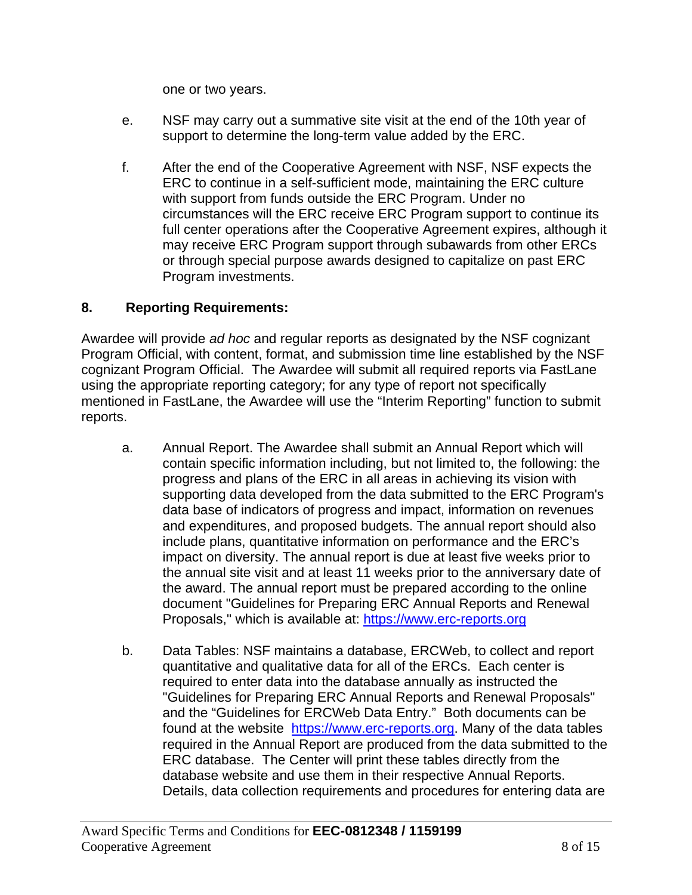one or two years.

e. NSF may carry out a summative site visit at the end of the 10th year of support to determine the long-term value added by the ERC.

f. After the end of the Cooperative Agreement with NSF, NSF expects the ERC to continue in a self-sufficient mode, maintaining the ERC culture with support from funds outside the ERC Program. Under no circumstances will the ERC receive ERC Program support to continue its full center operations after the Cooperative Agreement expires, although it may receive ERC Program support through subawards from other ERCs or through special purpose awards designed to capitalize on past ERC Program investments.

## 8. Reporting Requirements:

Awardee will provide *ad hoc* and regular reports as designated by the NSF cognizant Program Official, with content, format, and submission time line established by the NSF cognizant Program Official. The Awardee will submit all required reports via FastLane using the appropriate reporting category; for any type of report not specifically mentioned in FastLane, the Awardee will use the "Interim Reporting" function to submit reports.

a. Annual Report. The Awardee shall submit an Annual Report which will contain specific information including, but not limited to, the following: the progress and plans of the ERC in all areas in achieving its vision with supporting data developed from the data submitted to the ERC Program's data base of indicators of progress and impact, information on revenues and expenditures, and proposed budgets. The annual report should also include plans, quantitative information on performance and the ERC's impact on diversity. The annual report is due at least five weeks prior to the annual site visit and at least 11 weeks prior to the anniversary date of the award. The annual report must be prepared according to the online document "Guidelines for Preparing ERC Annual Reports and Renewal Proposals," which is available at: https://www.erc-reports.org

b. Data Tables: NSF maintains a database, ERCWeb, to collect and report quantitative and qualitative data for all of the ERCs. Each center is required to enter data into the database annually as instructed the "Guidelines for Preparing ERC Annual Reports and Renewal Proposals" and the "Guidelines for ERCWeb Data Entry." Both documents can be found at the website https://www.erc-reports.org. Many of the data tables required in the Annual Report are produced from the data submitted to the ERC database. The Center will print these tables directly from the database website and use them in their respective Annual Reports. Details, data collection requirements and procedures for entering data are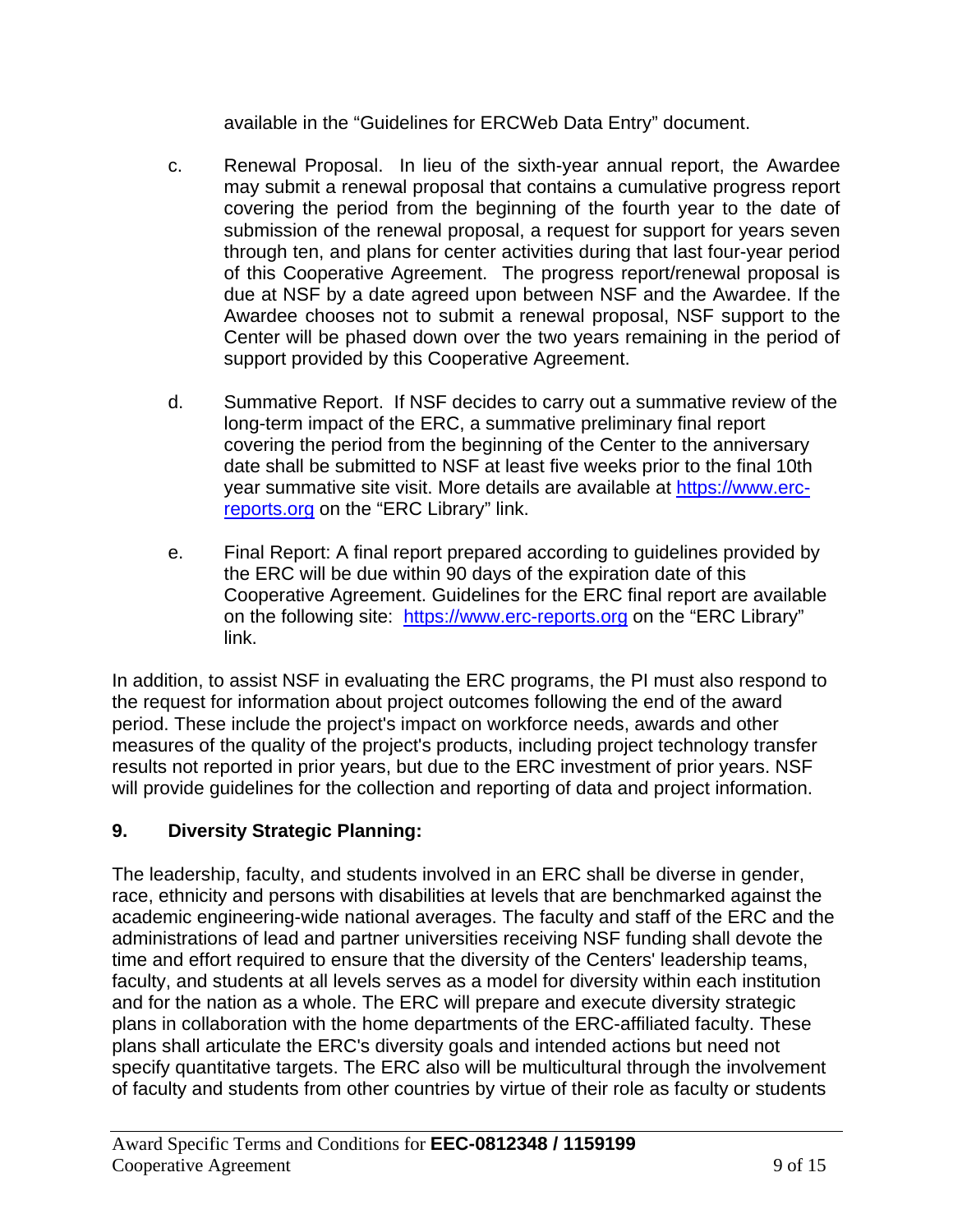available in the “Guidelines for ERCWeb Data Entry” document.

c. Renewal Proposal. In lieu of the sixth-year annual report, the Awardee may submit a renewal proposal that contains a cumulative progress report covering the period from the beginning of the fourth year to the date of submission of the renewal proposal, a request for support for years seven through ten, and plans for center activities during that last four-year period of this Cooperative Agreement. The progress report/renewal proposal is due at NSF by a date agreed upon between NSF and the Awardee. If the Awardee chooses not to submit a renewal proposal, NSF support to the Center will be phased down over the two years remaining in the period of support provided by this Cooperative Agreement.

d. Summative Report. If NSF decides to carry out a summative review of the long-term impact of the ERC, a summative preliminary final report covering the period from the beginning of the Center to the anniversary date shall be submitted to NSF at least five weeks prior to the final 10th year summative site visit. More details are available at [https://www.erc-reports.org](https://www.erc-reports.org) on the “ERC Library” link.

e. Final Report: A final report prepared according to guidelines provided by the ERC will be due within 90 days of the expiration date of this Cooperative Agreement. Guidelines for the ERC final report are available on the following site: [https://www.erc-reports.org](https://www.erc-reports.org) on the “ERC Library” link.

In addition, to assist NSF in evaluating the ERC programs, the PI must also respond to the request for information about project outcomes following the end of the award period. These include the project's impact on workforce needs, awards and other measures of the quality of the project's products, including project technology transfer results not reported in prior years, but due to the ERC investment of prior years. NSF will provide guidelines for the collection and reporting of data and project information.

**9. Diversity Strategic Planning:**

The leadership, faculty, and students involved in an ERC shall be diverse in gender, race, ethnicity and persons with disabilities at levels that are benchmarked against the academic engineering-wide national averages. The faculty and staff of the ERC and the administrations of lead and partner universities receiving NSF funding shall devote the time and effort required to ensure that the diversity of the Centers' leadership teams, faculty, and students at all levels serves as a model for diversity within each institution and for the nation as a whole. The ERC will prepare and execute diversity strategic plans in collaboration with the home departments of the ERC-affiliated faculty. These plans shall articulate the ERC's diversity goals and intended actions but need not specify quantitative targets. The ERC also will be multicultural through the involvement of faculty and students from other countries by virtue of their role as faculty or students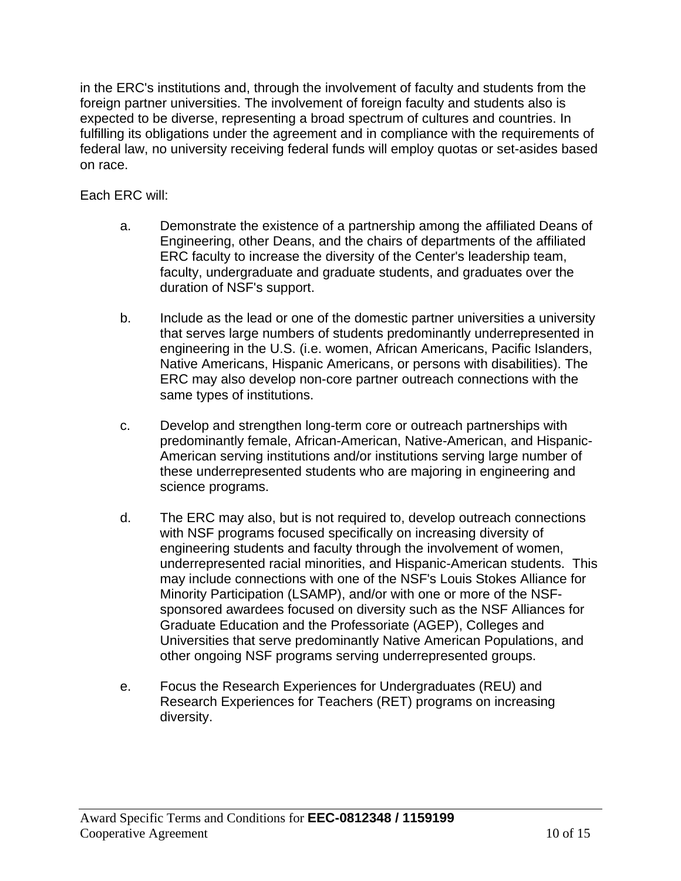in the ERC's institutions and, through the involvement of faculty and students from the foreign partner universities. The involvement of foreign faculty and students also is expected to be diverse, representing a broad spectrum of cultures and countries. In fulfilling its obligations under the agreement and in compliance with the requirements of federal law, no university receiving federal funds will employ quotas or set-asides based on race.

Each ERC will:

a. Demonstrate the existence of a partnership among the affiliated Deans of Engineering, other Deans, and the chairs of departments of the affiliated ERC faculty to increase the diversity of the Center's leadership team, faculty, undergraduate and graduate students, and graduates over the duration of NSF's support.

b. Include as the lead or one of the domestic partner universities a university that serves large numbers of students predominantly underrepresented in engineering in the U.S. (i.e. women, African Americans, Pacific Islanders, Native Americans, Hispanic Americans, or persons with disabilities). The ERC may also develop non-core partner outreach connections with the same types of institutions.

c. Develop and strengthen long-term core or outreach partnerships with predominantly female, African-American, Native-American, and Hispanic-American serving institutions and/or institutions serving large number of these underrepresented students who are majoring in engineering and science programs.

d. The ERC may also, but is not required to, develop outreach connections with NSF programs focused specifically on increasing diversity of engineering students and faculty through the involvement of women, underrepresented racial minorities, and Hispanic-American students. This may include connections with one of the NSF's Louis Stokes Alliance for Minority Participation (LSAMP), and/or with one or more of the NSF-sponsored awardees focused on diversity such as the NSF Alliances for Graduate Education and the Professoriate (AGEP), Colleges and Universities that serve predominantly Native American Populations, and other ongoing NSF programs serving underrepresented groups.

e. Focus the Research Experiences for Undergraduates (REU) and Research Experiences for Teachers (RET) programs on increasing diversity.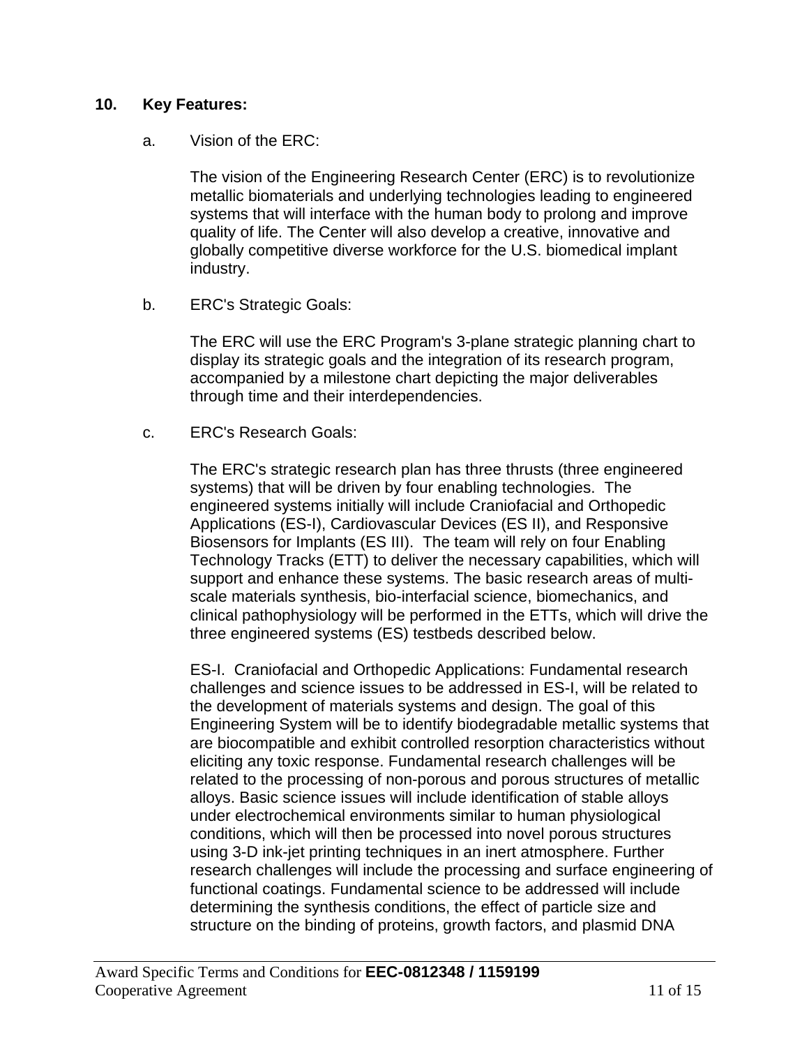## 10. Key Features:

a. Vision of the ERC:

The vision of the Engineering Research Center (ERC) is to revolutionize metallic biomaterials and underlying technologies leading to engineered systems that will interface with the human body to prolong and improve quality of life. The Center will also develop a creative, innovative and globally competitive diverse workforce for the U.S. biomedical implant industry.

b. ERC's Strategic Goals:

The ERC will use the ERC Program's 3-plane strategic planning chart to display its strategic goals and the integration of its research program, accompanied by a milestone chart depicting the major deliverables through time and their interdependencies.

c. ERC's Research Goals:

The ERC's strategic research plan has three thrusts (three engineered systems) that will be driven by four enabling technologies. The engineered systems initially will include Craniofacial and Orthopedic Applications (ES-I), Cardiovascular Devices (ES II), and Responsive Biosensors for Implants (ES III). The team will rely on four Enabling Technology Tracks (ETT) to deliver the necessary capabilities, which will support and enhance these systems. The basic research areas of multi-scale materials synthesis, bio-interfacial science, biomechanics, and clinical pathophysiology will be performed in the ETTs, which will drive the three engineered systems (ES) testbeds described below.

ES-I. Craniofacial and Orthopedic Applications: Fundamental research challenges and science issues to be addressed in ES-I, will be related to the development of materials systems and design. The goal of this Engineering System will be to identify biodegradable metallic systems that are biocompatible and exhibit controlled resorption characteristics without eliciting any toxic response. Fundamental research challenges will be related to the processing of non-porous and porous structures of metallic alloys. Basic science issues will include identification of stable alloys under electrochemical environments similar to human physiological conditions, which will then be processed into novel porous structures using 3-D ink-jet printing techniques in an inert atmosphere. Further research challenges will include the processing and surface engineering of functional coatings. Fundamental science to be addressed will include determining the synthesis conditions, the effect of particle size and structure on the binding of proteins, growth factors, and plasmid DNA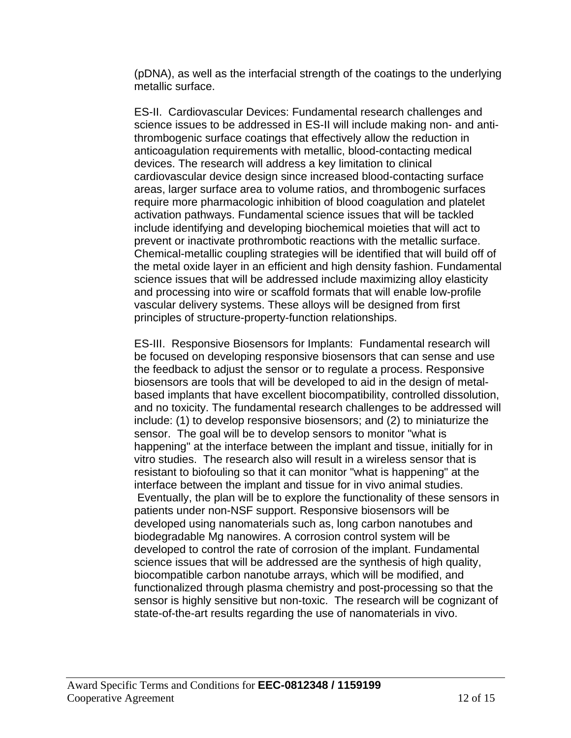(pDNA), as well as the interfacial strength of the coatings to the underlying metallic surface.

ES-II. Cardiovascular Devices: Fundamental research challenges and science issues to be addressed in ES-II will include making non- and anti-thrombogenic surface coatings that effectively allow the reduction in anticoagulation requirements with metallic, blood-contacting medical devices. The research will address a key limitation to clinical cardiovascular device design since increased blood-contacting surface areas, larger surface area to volume ratios, and thrombogenic surfaces require more pharmacologic inhibition of blood coagulation and platelet activation pathways. Fundamental science issues that will be tackled include identifying and developing biochemical moieties that will act to prevent or inactivate prothrombotic reactions with the metallic surface. Chemical-metallic coupling strategies will be identified that will build off of the metal oxide layer in an efficient and high density fashion. Fundamental science issues that will be addressed include maximizing alloy elasticity and processing into wire or scaffold formats that will enable low-profile vascular delivery systems. These alloys will be designed from first principles of structure-property-function relationships.

ES-III. Responsive Biosensors for Implants: Fundamental research will be focused on developing responsive biosensors that can sense and use the feedback to adjust the sensor or to regulate a process. Responsive biosensors are tools that will be developed to aid in the design of metal-based implants that have excellent biocompatibility, controlled dissolution, and no toxicity. The fundamental research challenges to be addressed will include: (1) to develop responsive biosensors; and (2) to miniaturize the sensor. The goal will be to develop sensors to monitor "what is happening" at the interface between the implant and tissue, initially for in vitro studies. The research also will result in a wireless sensor that is resistant to biofouling so that it can monitor "what is happening" at the interface between the implant and tissue for in vivo animal studies. Eventually, the plan will be to explore the functionality of these sensors in patients under non-NSF support. Responsive biosensors will be developed using nanomaterials such as, long carbon nanotubes and biodegradable Mg nanowires. A corrosion control system will be developed to control the rate of corrosion of the implant. Fundamental science issues that will be addressed are the synthesis of high quality, biocompatible carbon nanotube arrays, which will be modified, and functionalized through plasma chemistry and post-processing so that the sensor is highly sensitive but non-toxic. The research will be cognizant of state-of-the-art results regarding the use of nanomaterials in vivo.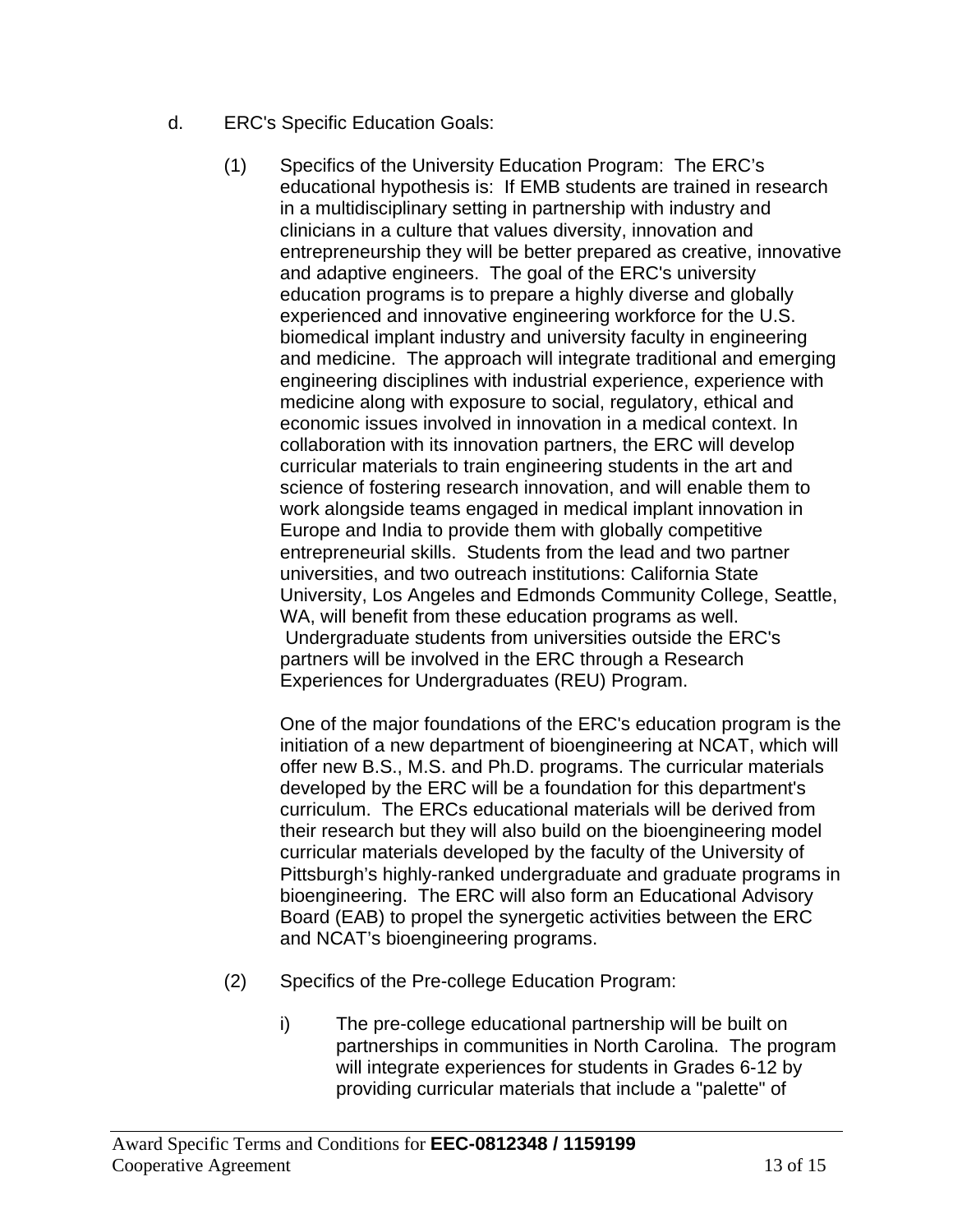d. ERC's Specific Education Goals:

(1) Specifics of the University Education Program: The ERC's educational hypothesis is: If EMB students are trained in research in a multidisciplinary setting in partnership with industry and clinicians in a culture that values diversity, innovation and entrepreneurship they will be better prepared as creative, innovative and adaptive engineers. The goal of the ERC's university education programs is to prepare a highly diverse and globally experienced and innovative engineering workforce for the U.S. biomedical implant industry and university faculty in engineering and medicine. The approach will integrate traditional and emerging engineering disciplines with industrial experience, experience with medicine along with exposure to social, regulatory, ethical and economic issues involved in innovation in a medical context. In collaboration with its innovation partners, the ERC will develop curricular materials to train engineering students in the art and science of fostering research innovation, and will enable them to work alongside teams engaged in medical implant innovation in Europe and India to provide them with globally competitive entrepreneurial skills. Students from the lead and two partner universities, and two outreach institutions: California State University, Los Angeles and Edmonds Community College, Seattle, WA, will benefit from these education programs as well. Undergraduate students from universities outside the ERC's partners will be involved in the ERC through a Research Experiences for Undergraduates (REU) Program.

One of the major foundations of the ERC's education program is the initiation of a new department of bioengineering at NCAT, which will offer new B.S., M.S. and Ph.D. programs. The curricular materials developed by the ERC will be a foundation for this department's curriculum. The ERCs educational materials will be derived from their research but they will also build on the bioengineering model curricular materials developed by the faculty of the University of Pittsburgh's highly-ranked undergraduate and graduate programs in bioengineering. The ERC will also form an Educational Advisory Board (EAB) to propel the synergetic activities between the ERC and NCAT's bioengineering programs.

(2) Specifics of the Pre-college Education Program:

i) The pre-college educational partnership will be built on partnerships in communities in North Carolina. The program will integrate experiences for students in Grades 6-12 by providing curricular materials that include a "palette" of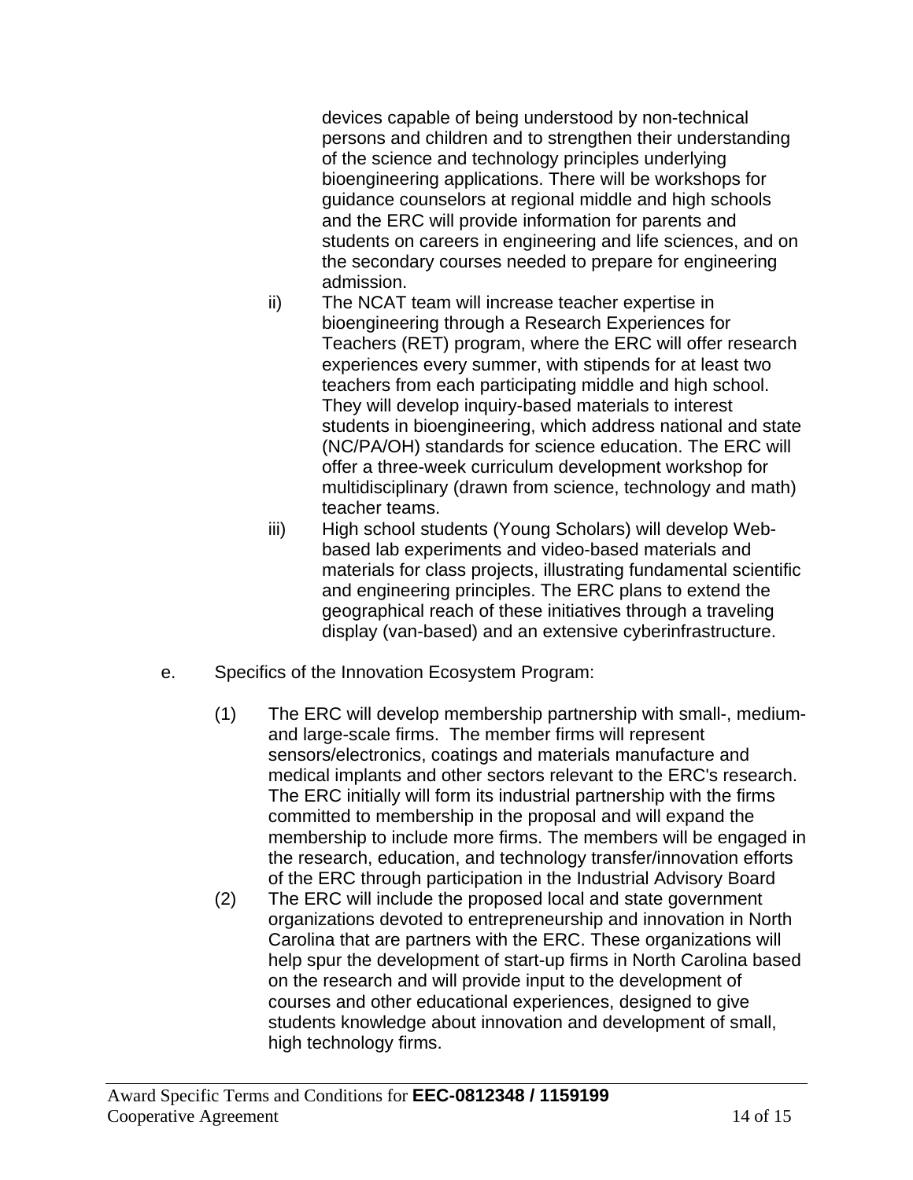devices capable of being understood by non-technical persons and children and to strengthen their understanding of the science and technology principles underlying bioengineering applications. There will be workshops for guidance counselors at regional middle and high schools and the ERC will provide information for parents and students on careers in engineering and life sciences, and on the secondary courses needed to prepare for engineering admission.

ii) The NCAT team will increase teacher expertise in bioengineering through a Research Experiences for Teachers (RET) program, where the ERC will offer research experiences every summer, with stipends for at least two teachers from each participating middle and high school. They will develop inquiry-based materials to interest students in bioengineering, which address national and state (NC/PA/OH) standards for science education. The ERC will offer a three-week curriculum development workshop for multidisciplinary (drawn from science, technology and math) teacher teams.

iii) High school students (Young Scholars) will develop Web-based lab experiments and video-based materials and materials for class projects, illustrating fundamental scientific and engineering principles. The ERC plans to extend the geographical reach of these initiatives through a traveling display (van-based) and an extensive cyberinfrastructure.

e. Specifics of the Innovation Ecosystem Program:

(1) The ERC will develop membership partnership with small-, medium- and large-scale firms. The member firms will represent sensors/electronics, coatings and materials manufacture and medical implants and other sectors relevant to the ERC's research. The ERC initially will form its industrial partnership with the firms committed to membership in the proposal and will expand the membership to include more firms. The members will be engaged in the research, education, and technology transfer/innovation efforts of the ERC through participation in the Industrial Advisory Board

(2) The ERC will include the proposed local and state government organizations devoted to entrepreneurship and innovation in North Carolina that are partners with the ERC. These organizations will help spur the development of start-up firms in North Carolina based on the research and will provide input to the development of courses and other educational experiences, designed to give students knowledge about innovation and development of small, high technology firms.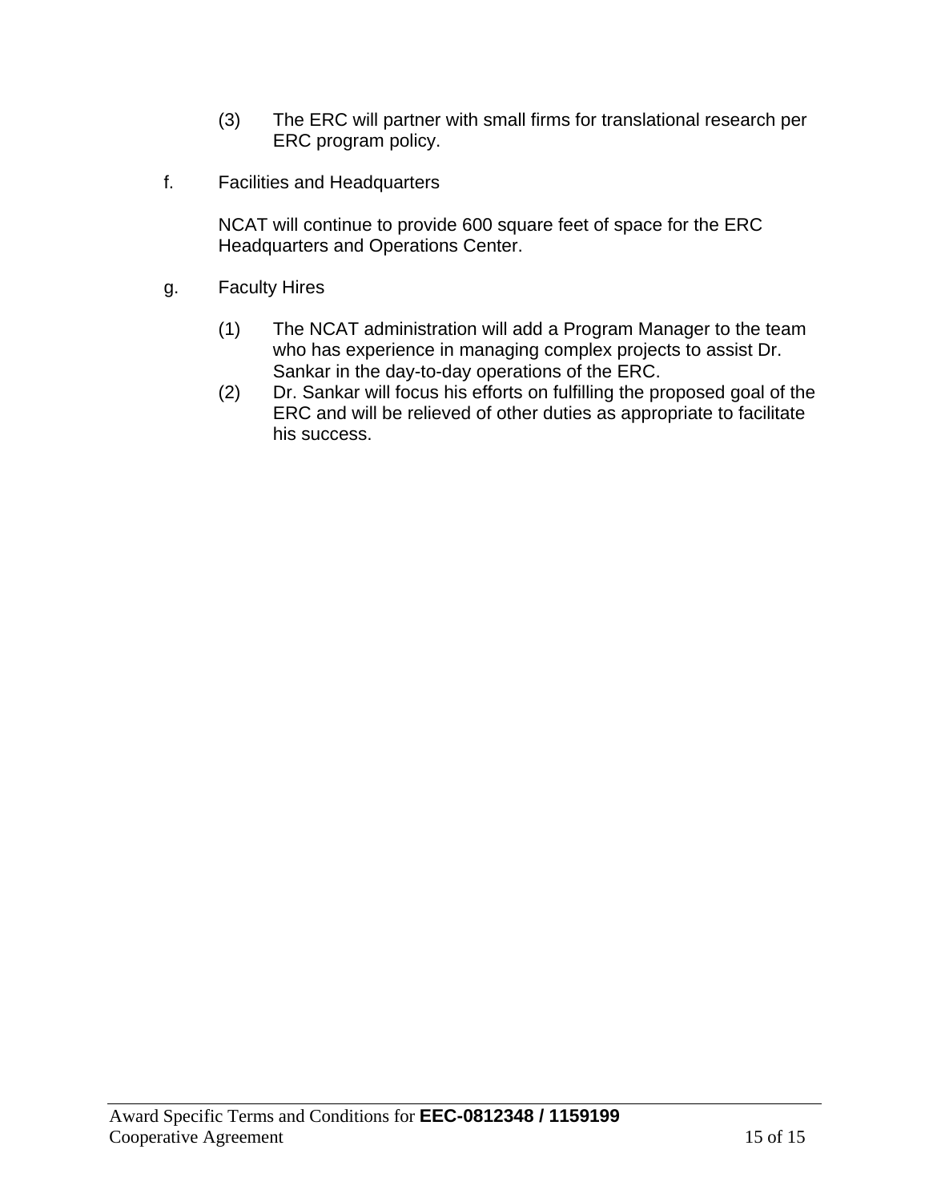(3) The ERC will partner with small firms for translational research per ERC program policy.

f. Facilities and Headquarters

NCAT will continue to provide 600 square feet of space for the ERC Headquarters and Operations Center.

g. Faculty Hires

(1) The NCAT administration will add a Program Manager to the team who has experience in managing complex projects to assist Dr. Sankar in the day-to-day operations of the ERC.

(2) Dr. Sankar will focus his efforts on fulfilling the proposed goal of the ERC and will be relieved of other duties as appropriate to facilitate his success.